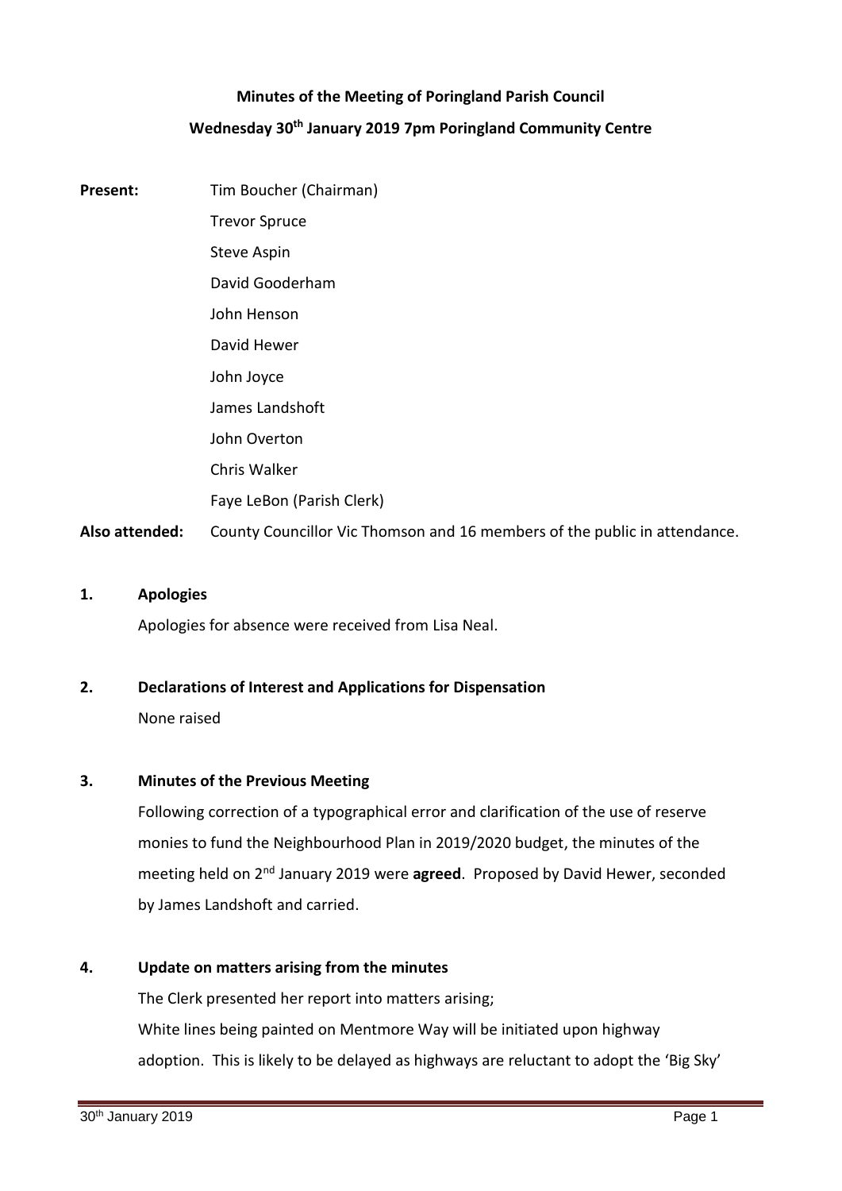# Minutes of the Meeting of Poringland Parish Council

## Wednesday 30th January 2019 7pm Poringland Community Centre

**Present:** Tim Boucher (Chairman)
Trevor Spruce
Steve Aspin
David Gooderham
John Henson
David Hewer
John Joyce
James Landshoft
John Overton
Chris Walker
Faye LeBon (Parish Clerk)

**Also attended:** County Councillor Vic Thomson and 16 members of the public in attendance.

### 1. Apologies

Apologies for absence were received from Lisa Neal.

### 2. Declarations of Interest and Applications for Dispensation

None raised

### 3. Minutes of the Previous Meeting

Following correction of a typographical error and clarification of the use of reserve monies to fund the Neighbourhood Plan in 2019/2020 budget, the minutes of the meeting held on 2nd January 2019 were **agreed**. Proposed by David Hewer, seconded by James Landshoft and carried.

### 4. Update on matters arising from the minutes

The Clerk presented her report into matters arising;

White lines being painted on Mentmore Way will be initiated upon highway adoption. This is likely to be delayed as highways are reluctant to adopt the 'Big Sky'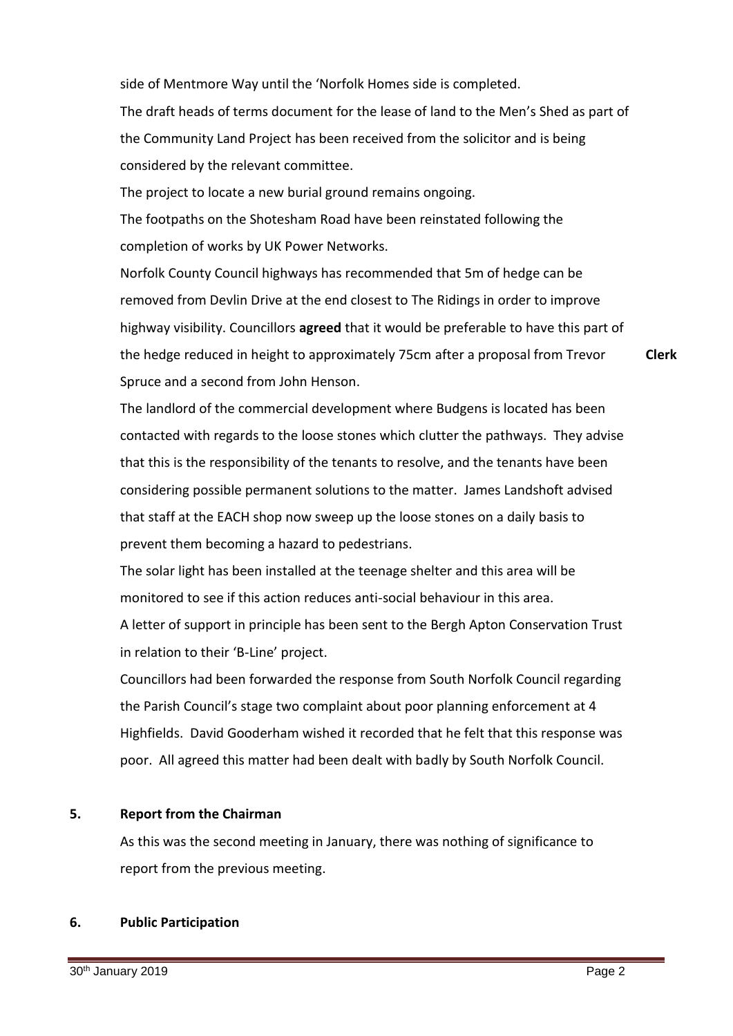side of Mentmore Way until the 'Norfolk Homes side is completed.

The draft heads of terms document for the lease of land to the Men's Shed as part of the Community Land Project has been received from the solicitor and is being considered by the relevant committee.

The project to locate a new burial ground remains ongoing.

The footpaths on the Shotesham Road have been reinstated following the completion of works by UK Power Networks.

Norfolk County Council highways has recommended that 5m of hedge can be removed from Devlin Drive at the end closest to The Ridings in order to improve highway visibility. Councillors **agreed** that it would be preferable to have this part of the hedge reduced in height to approximately 75cm after a proposal from Trevor Spruce and a second from John Henson. **Clerk**

The landlord of the commercial development where Budgens is located has been contacted with regards to the loose stones which clutter the pathways. They advise that this is the responsibility of the tenants to resolve, and the tenants have been considering possible permanent solutions to the matter. James Landshoft advised that staff at the EACH shop now sweep up the loose stones on a daily basis to prevent them becoming a hazard to pedestrians.

The solar light has been installed at the teenage shelter and this area will be monitored to see if this action reduces anti-social behaviour in this area.

A letter of support in principle has been sent to the Bergh Apton Conservation Trust in relation to their 'B-Line' project.

Councillors had been forwarded the response from South Norfolk Council regarding the Parish Council's stage two complaint about poor planning enforcement at 4 Highfields. David Gooderham wished it recorded that he felt that this response was poor. All agreed this matter had been dealt with badly by South Norfolk Council.

## 5. Report from the Chairman

As this was the second meeting in January, there was nothing of significance to report from the previous meeting.

## 6. Public Participation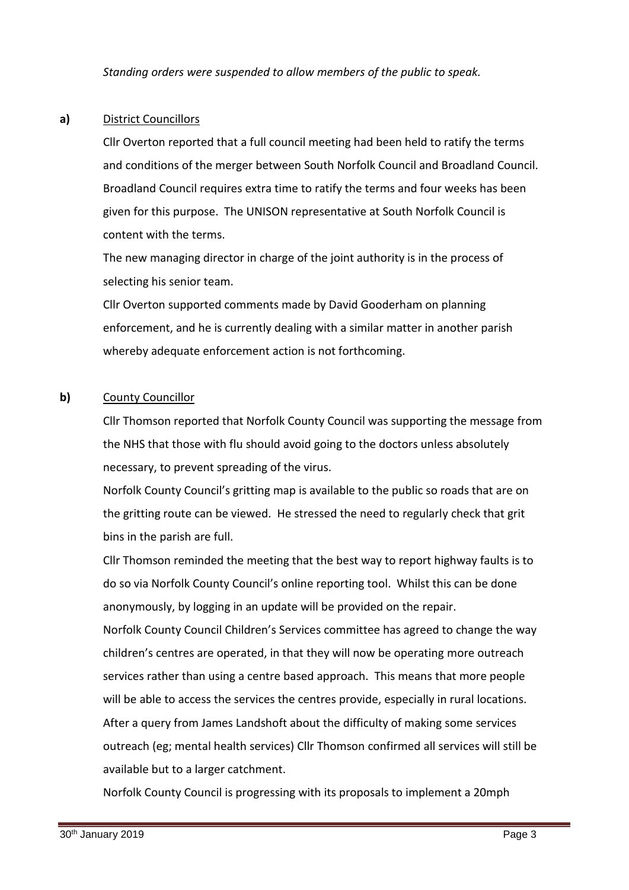*Standing orders were suspended to allow members of the public to speak.*

**a)** District Councillors

Cllr Overton reported that a full council meeting had been held to ratify the terms and conditions of the merger between South Norfolk Council and Broadland Council. Broadland Council requires extra time to ratify the terms and four weeks has been given for this purpose. The UNISON representative at South Norfolk Council is content with the terms.

The new managing director in charge of the joint authority is in the process of selecting his senior team.

Cllr Overton supported comments made by David Gooderham on planning enforcement, and he is currently dealing with a similar matter in another parish whereby adequate enforcement action is not forthcoming.

**b)** County Councillor

Cllr Thomson reported that Norfolk County Council was supporting the message from the NHS that those with flu should avoid going to the doctors unless absolutely necessary, to prevent spreading of the virus.

Norfolk County Council's gritting map is available to the public so roads that are on the gritting route can be viewed. He stressed the need to regularly check that grit bins in the parish are full.

Cllr Thomson reminded the meeting that the best way to report highway faults is to do so via Norfolk County Council's online reporting tool. Whilst this can be done anonymously, by logging in an update will be provided on the repair.

Norfolk County Council Children's Services committee has agreed to change the way children's centres are operated, in that they will now be operating more outreach services rather than using a centre based approach. This means that more people will be able to access the services the centres provide, especially in rural locations. After a query from James Landshoft about the difficulty of making some services outreach (eg; mental health services) Cllr Thomson confirmed all services will still be available but to a larger catchment.

Norfolk County Council is progressing with its proposals to implement a 20mph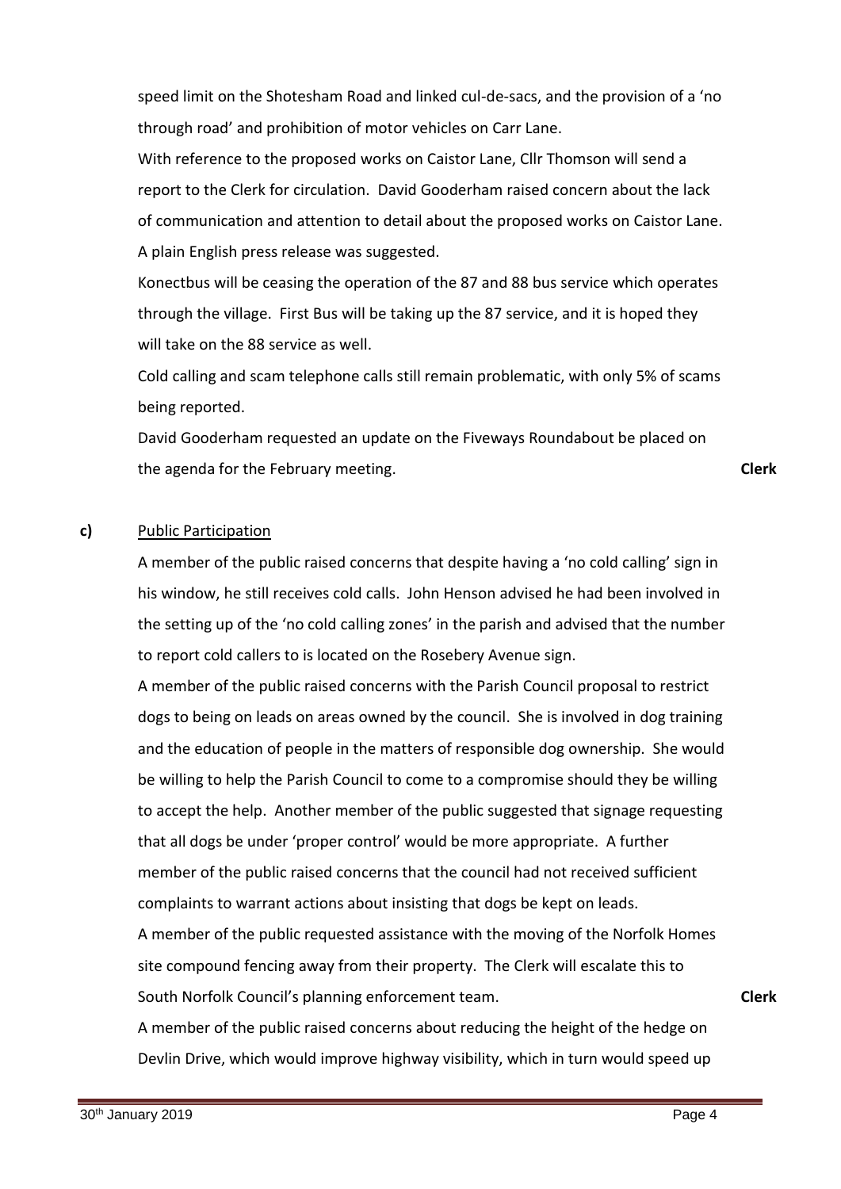speed limit on the Shotesham Road and linked cul-de-sacs, and the provision of a 'no through road' and prohibition of motor vehicles on Carr Lane.

With reference to the proposed works on Caistor Lane, Cllr Thomson will send a report to the Clerk for circulation. David Gooderham raised concern about the lack of communication and attention to detail about the proposed works on Caistor Lane. A plain English press release was suggested.

Konectbus will be ceasing the operation of the 87 and 88 bus service which operates through the village. First Bus will be taking up the 87 service, and it is hoped they will take on the 88 service as well.

Cold calling and scam telephone calls still remain problematic, with only 5% of scams being reported.

David Gooderham requested an update on the Fiveways Roundabout be placed on the agenda for the February meeting. **Clerk**

**c)** Public Participation

A member of the public raised concerns that despite having a 'no cold calling' sign in his window, he still receives cold calls. John Henson advised he had been involved in the setting up of the 'no cold calling zones' in the parish and advised that the number to report cold callers to is located on the Rosebery Avenue sign.

A member of the public raised concerns with the Parish Council proposal to restrict dogs to being on leads on areas owned by the council. She is involved in dog training and the education of people in the matters of responsible dog ownership. She would be willing to help the Parish Council to come to a compromise should they be willing to accept the help. Another member of the public suggested that signage requesting that all dogs be under 'proper control' would be more appropriate. A further member of the public raised concerns that the council had not received sufficient complaints to warrant actions about insisting that dogs be kept on leads.

A member of the public requested assistance with the moving of the Norfolk Homes site compound fencing away from their property. The Clerk will escalate this to South Norfolk Council's planning enforcement team. **Clerk**

A member of the public raised concerns about reducing the height of the hedge on Devlin Drive, which would improve highway visibility, which in turn would speed up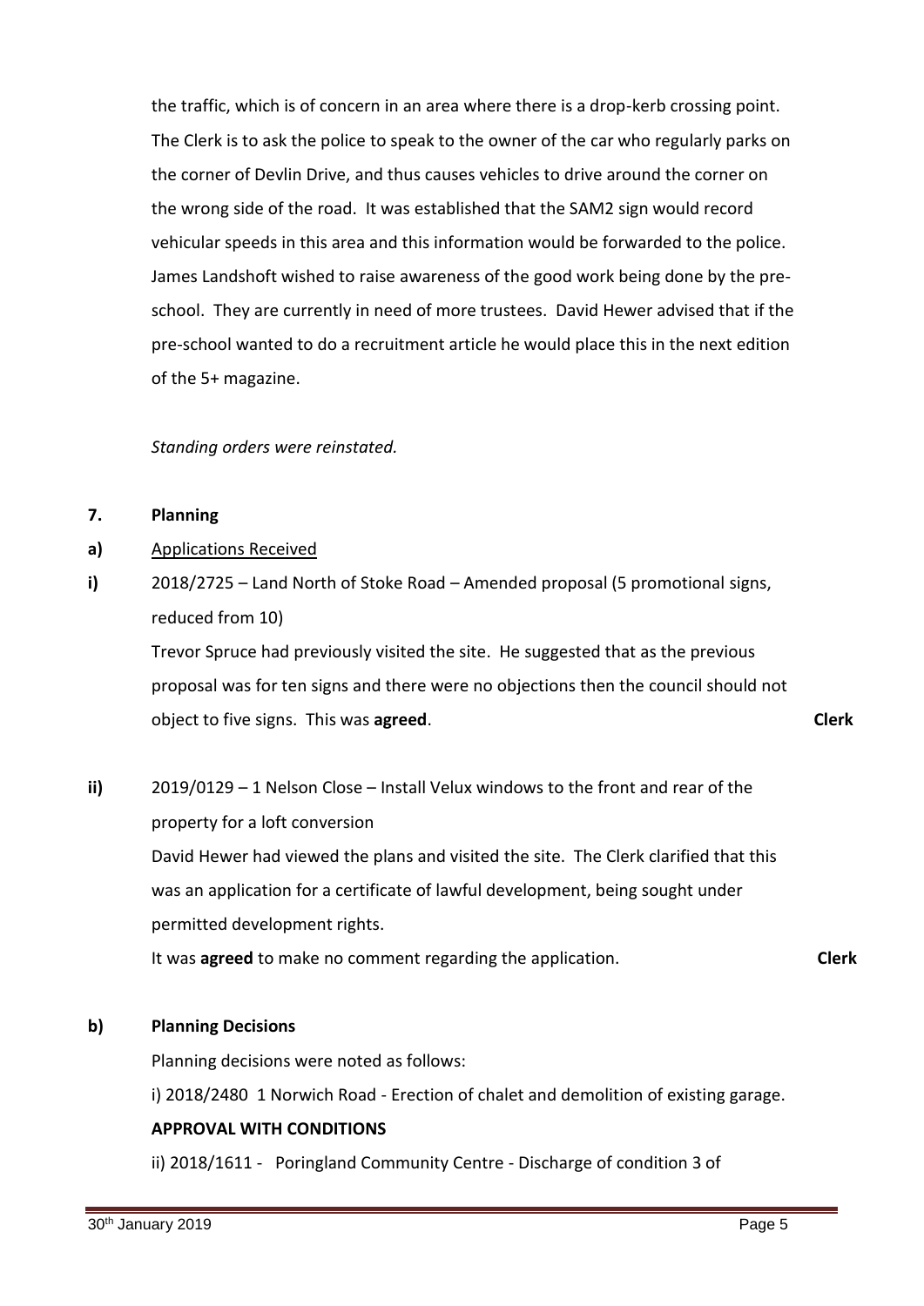the traffic, which is of concern in an area where there is a drop-kerb crossing point. The Clerk is to ask the police to speak to the owner of the car who regularly parks on the corner of Devlin Drive, and thus causes vehicles to drive around the corner on the wrong side of the road. It was established that the SAM2 sign would record vehicular speeds in this area and this information would be forwarded to the police. James Landshoft wished to raise awareness of the good work being done by the pre-school. They are currently in need of more trustees. David Hewer advised that if the pre-school wanted to do a recruitment article he would place this in the next edition of the 5+ magazine.

*Standing orders were reinstated.*

**7. Planning**

**a)** Applications Received

**i)** 2018/2725 – Land North of Stoke Road – Amended proposal (5 promotional signs, reduced from 10)

Trevor Spruce had previously visited the site. He suggested that as the previous proposal was for ten signs and there were no objections then the council should not object to five signs. This was **agreed**. **Clerk**

**ii)** 2019/0129 – 1 Nelson Close – Install Velux windows to the front and rear of the property for a loft conversion

David Hewer had viewed the plans and visited the site. The Clerk clarified that this was an application for a certificate of lawful development, being sought under permitted development rights.

It was **agreed** to make no comment regarding the application. **Clerk**

**b) Planning Decisions**

Planning decisions were noted as follows:

i) 2018/2480 1 Norwich Road - Erection of chalet and demolition of existing garage.
**APPROVAL WITH CONDITIONS**

ii) 2018/1611 - Poringland Community Centre - Discharge of condition 3 of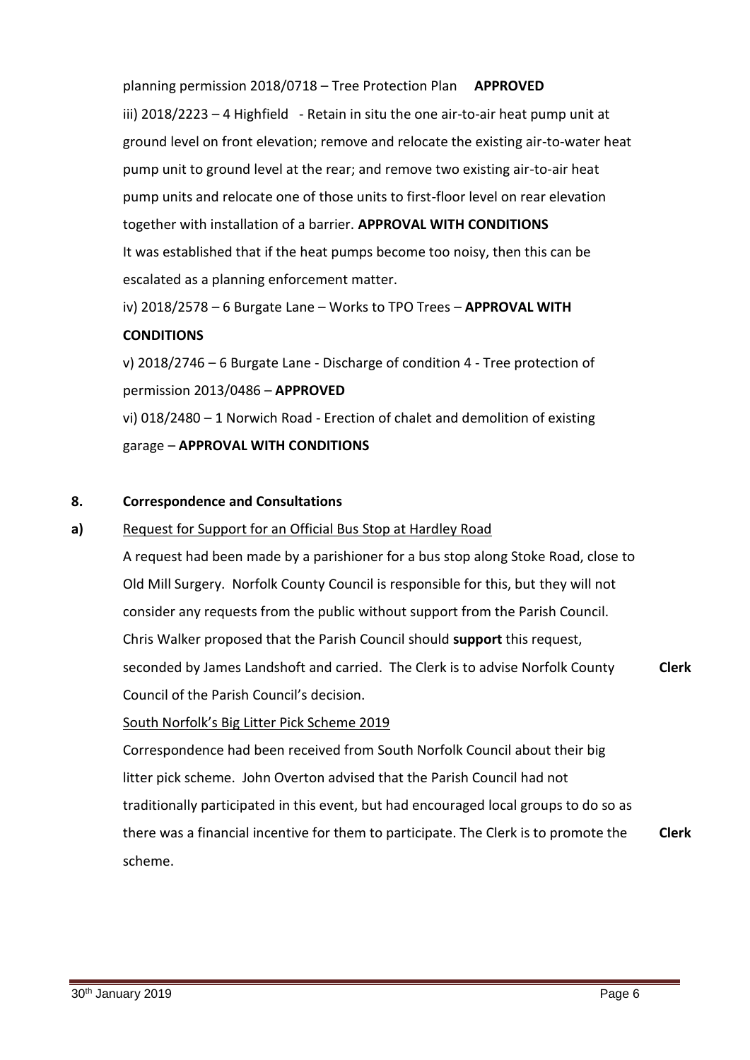planning permission 2018/0718 – Tree Protection Plan **APPROVED**

iii) 2018/2223 – 4 Highfield - Retain in situ the one air-to-air heat pump unit at ground level on front elevation; remove and relocate the existing air-to-water heat pump unit to ground level at the rear; and remove two existing air-to-air heat pump units and relocate one of those units to first-floor level on rear elevation together with installation of a barrier. **APPROVAL WITH CONDITIONS**

It was established that if the heat pumps become too noisy, then this can be escalated as a planning enforcement matter.

iv) 2018/2578 – 6 Burgate Lane – Works to TPO Trees – **APPROVAL WITH CONDITIONS**

v) 2018/2746 – 6 Burgate Lane - Discharge of condition 4 - Tree protection of permission 2013/0486 – **APPROVED**

vi) 018/2480 – 1 Norwich Road - Erection of chalet and demolition of existing garage – **APPROVAL WITH CONDITIONS**

## 8. Correspondence and Consultations

**a)** Request for Support for an Official Bus Stop at Hardley Road

A request had been made by a parishioner for a bus stop along Stoke Road, close to Old Mill Surgery. Norfolk County Council is responsible for this, but they will not consider any requests from the public without support from the Parish Council. Chris Walker proposed that the Parish Council should **support** this request, seconded by James Landshoft and carried. The Clerk is to advise Norfolk County Council of the Parish Council's decision. **Clerk**

South Norfolk's Big Litter Pick Scheme 2019

Correspondence had been received from South Norfolk Council about their big litter pick scheme. John Overton advised that the Parish Council had not traditionally participated in this event, but had encouraged local groups to do so as there was a financial incentive for them to participate. The Clerk is to promote the scheme. **Clerk**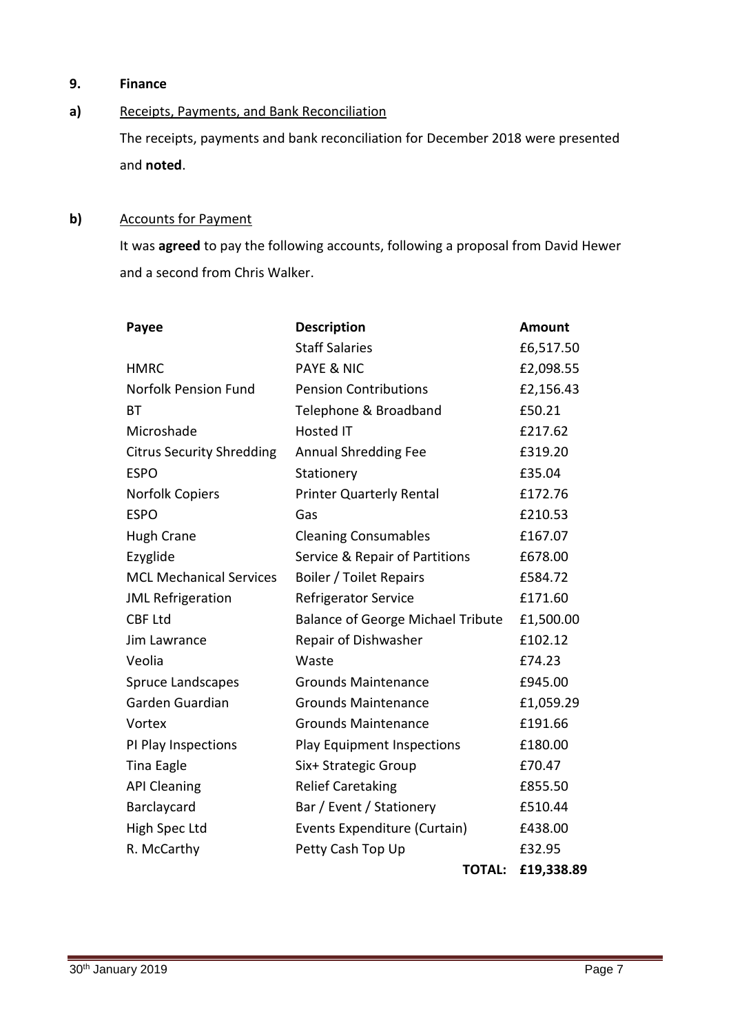## 9. Finance

### a) Receipts, Payments, and Bank Reconciliation

The receipts, payments and bank reconciliation for December 2018 were presented and **noted**.

### b) Accounts for Payment

It was **agreed** to pay the following accounts, following a proposal from David Hewer and a second from Chris Walker.

| Payee | Description | Amount |
|---|---|---|
| | Staff Salaries | £6,517.50 |
| HMRC | PAYE & NIC | £2,098.55 |
| Norfolk Pension Fund | Pension Contributions | £2,156.43 |
| BT | Telephone & Broadband | £50.21 |
| Microshade | Hosted IT | £217.62 |
| Citrus Security Shredding | Annual Shredding Fee | £319.20 |
| ESPO | Stationery | £35.04 |
| Norfolk Copiers | Printer Quarterly Rental | £172.76 |
| ESPO | Gas | £210.53 |
| Hugh Crane | Cleaning Consumables | £167.07 |
| Ezyglide | Service & Repair of Partitions | £678.00 |
| MCL Mechanical Services | Boiler / Toilet Repairs | £584.72 |
| JML Refrigeration | Refrigerator Service | £171.60 |
| CBF Ltd | Balance of George Michael Tribute | £1,500.00 |
| Jim Lawrance | Repair of Dishwasher | £102.12 |
| Veolia | Waste | £74.23 |
| Spruce Landscapes | Grounds Maintenance | £945.00 |
| Garden Guardian | Grounds Maintenance | £1,059.29 |
| Vortex | Grounds Maintenance | £191.66 |
| PI Play Inspections | Play Equipment Inspections | £180.00 |
| Tina Eagle | Six+ Strategic Group | £70.47 |
| API Cleaning | Relief Caretaking | £855.50 |
| Barclaycard | Bar / Event / Stationery | £510.44 |
| High Spec Ltd | Events Expenditure (Curtain) | £438.00 |
| R. McCarthy | Petty Cash Top Up | £32.95 |
| | **TOTAL:** | **£19,338.89** |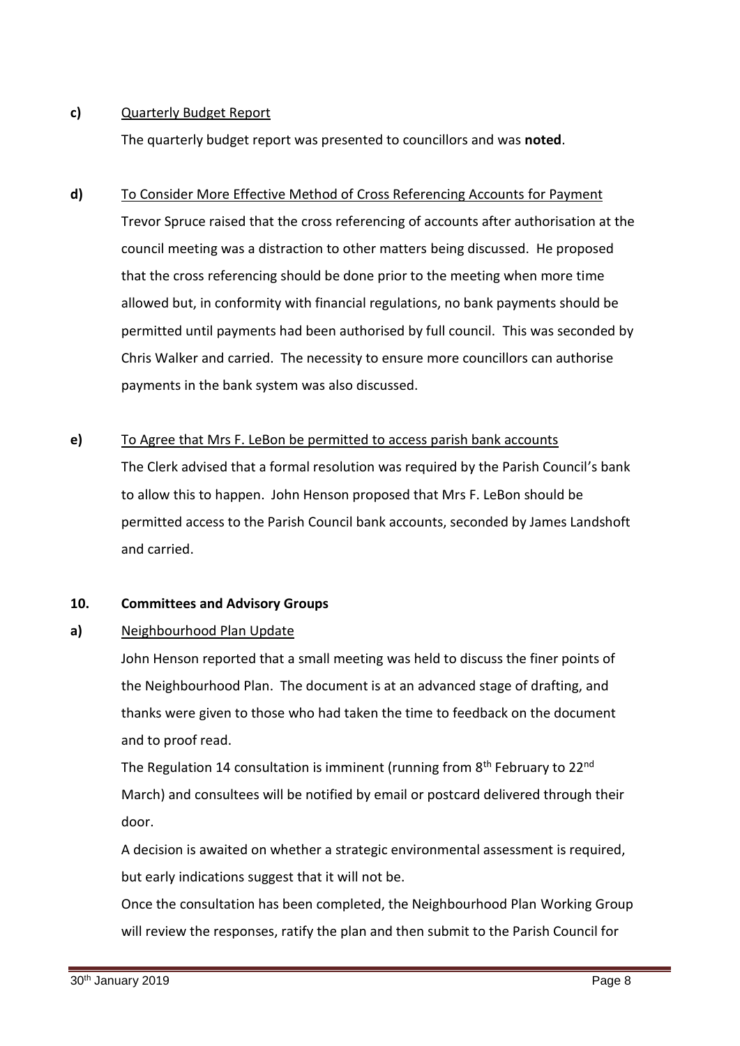**c)** <u>Quarterly Budget Report</u>

The quarterly budget report was presented to councillors and was **noted**.

**d)** <u>To Consider More Effective Method of Cross Referencing Accounts for Payment</u>

Trevor Spruce raised that the cross referencing of accounts after authorisation at the council meeting was a distraction to other matters being discussed. He proposed that the cross referencing should be done prior to the meeting when more time allowed but, in conformity with financial regulations, no bank payments should be permitted until payments had been authorised by full council. This was seconded by Chris Walker and carried. The necessity to ensure more councillors can authorise payments in the bank system was also discussed.

**e)** <u>To Agree that Mrs F. LeBon be permitted to access parish bank accounts</u>

The Clerk advised that a formal resolution was required by the Parish Council's bank to allow this to happen. John Henson proposed that Mrs F. LeBon should be permitted access to the Parish Council bank accounts, seconded by James Landshoft and carried.

**10. Committees and Advisory Groups**

**a)** <u>Neighbourhood Plan Update</u>

John Henson reported that a small meeting was held to discuss the finer points of the Neighbourhood Plan. The document is at an advanced stage of drafting, and thanks were given to those who had taken the time to feedback on the document and to proof read.

The Regulation 14 consultation is imminent (running from 8th February to 22nd March) and consultees will be notified by email or postcard delivered through their door.

A decision is awaited on whether a strategic environmental assessment is required, but early indications suggest that it will not be.

Once the consultation has been completed, the Neighbourhood Plan Working Group will review the responses, ratify the plan and then submit to the Parish Council for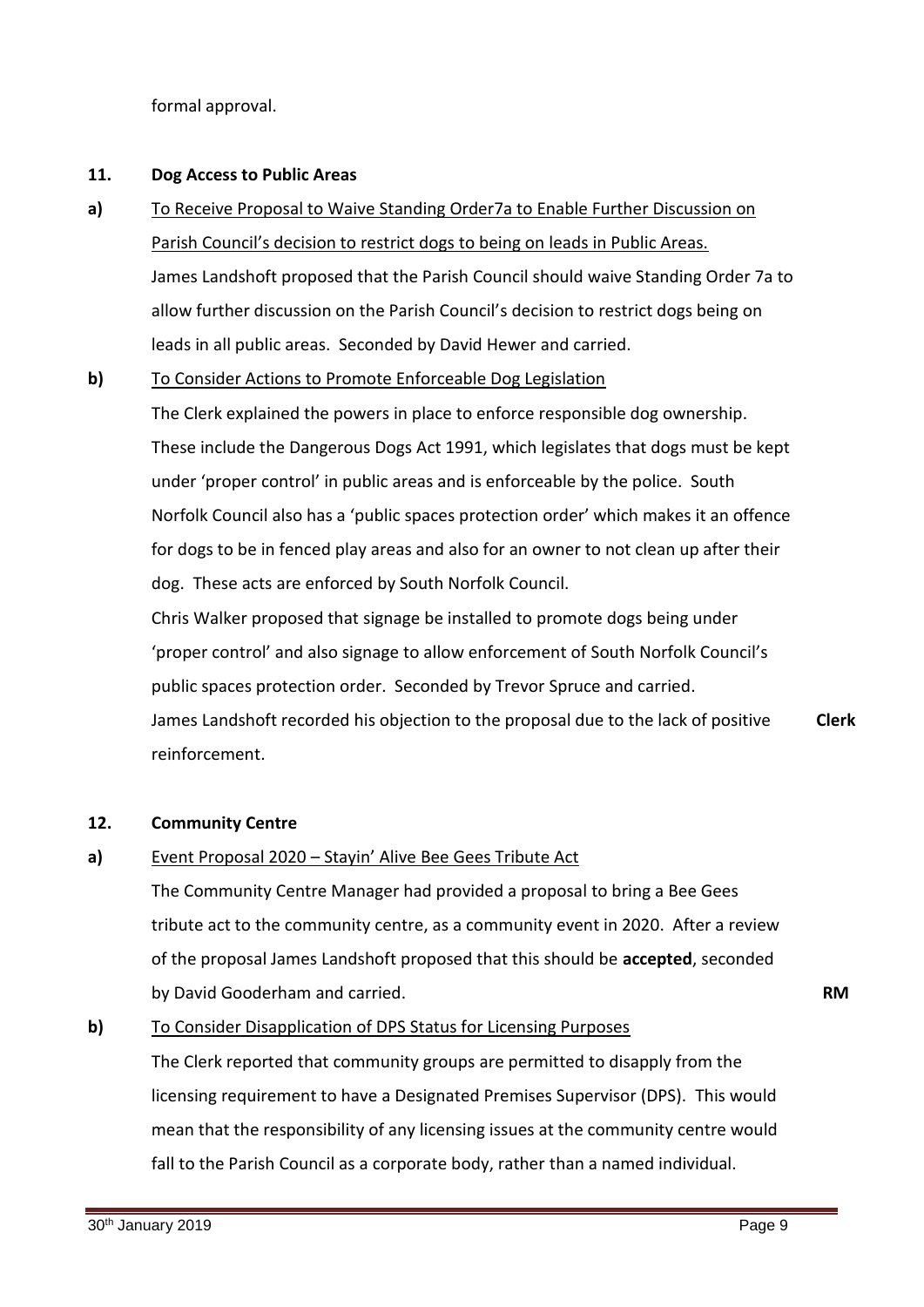formal approval.

**11. Dog Access to Public Areas**

**a)** To Receive Proposal to Waive Standing Order7a to Enable Further Discussion on Parish Council's decision to restrict dogs to being on leads in Public Areas.

James Landshoft proposed that the Parish Council should waive Standing Order 7a to allow further discussion on the Parish Council's decision to restrict dogs being on leads in all public areas. Seconded by David Hewer and carried.

**b)** To Consider Actions to Promote Enforceable Dog Legislation

The Clerk explained the powers in place to enforce responsible dog ownership. These include the Dangerous Dogs Act 1991, which legislates that dogs must be kept under 'proper control' in public areas and is enforceable by the police. South Norfolk Council also has a 'public spaces protection order' which makes it an offence for dogs to be in fenced play areas and also for an owner to not clean up after their dog. These acts are enforced by South Norfolk Council.

Chris Walker proposed that signage be installed to promote dogs being under 'proper control' and also signage to allow enforcement of South Norfolk Council's public spaces protection order. Seconded by Trevor Spruce and carried.

James Landshoft recorded his objection to the proposal due to the lack of positive reinforcement. **Clerk**

**12. Community Centre**

**a)** Event Proposal 2020 – Stayin' Alive Bee Gees Tribute Act

The Community Centre Manager had provided a proposal to bring a Bee Gees tribute act to the community centre, as a community event in 2020. After a review of the proposal James Landshoft proposed that this should be **accepted**, seconded by David Gooderham and carried. **RM**

**b)** To Consider Disapplication of DPS Status for Licensing Purposes

The Clerk reported that community groups are permitted to disapply from the licensing requirement to have a Designated Premises Supervisor (DPS). This would mean that the responsibility of any licensing issues at the community centre would fall to the Parish Council as a corporate body, rather than a named individual.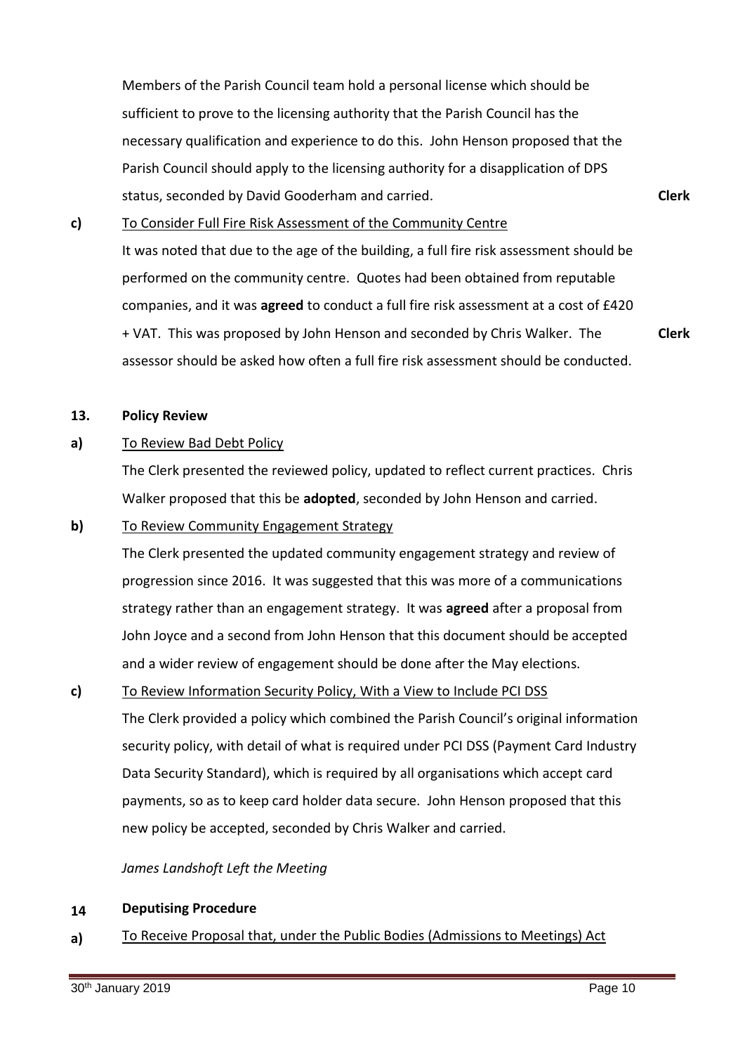Members of the Parish Council team hold a personal license which should be sufficient to prove to the licensing authority that the Parish Council has the necessary qualification and experience to do this. John Henson proposed that the Parish Council should apply to the licensing authority for a disapplication of DPS status, seconded by David Gooderham and carried. **Clerk**

**c)** To Consider Full Fire Risk Assessment of the Community Centre

It was noted that due to the age of the building, a full fire risk assessment should be performed on the community centre. Quotes had been obtained from reputable companies, and it was **agreed** to conduct a full fire risk assessment at a cost of £420 + VAT. This was proposed by John Henson and seconded by Chris Walker. The assessor should be asked how often a full fire risk assessment should be conducted. **Clerk**

**13. Policy Review**

**a)** To Review Bad Debt Policy

The Clerk presented the reviewed policy, updated to reflect current practices. Chris Walker proposed that this be **adopted**, seconded by John Henson and carried.

**b)** To Review Community Engagement Strategy

The Clerk presented the updated community engagement strategy and review of progression since 2016. It was suggested that this was more of a communications strategy rather than an engagement strategy. It was **agreed** after a proposal from John Joyce and a second from John Henson that this document should be accepted and a wider review of engagement should be done after the May elections.

**c)** To Review Information Security Policy, With a View to Include PCI DSS

The Clerk provided a policy which combined the Parish Council's original information security policy, with detail of what is required under PCI DSS (Payment Card Industry Data Security Standard), which is required by all organisations which accept card payments, so as to keep card holder data secure. John Henson proposed that this new policy be accepted, seconded by Chris Walker and carried.

*James Landshoft Left the Meeting*

**14 Deputising Procedure**

**a)** To Receive Proposal that, under the Public Bodies (Admissions to Meetings) Act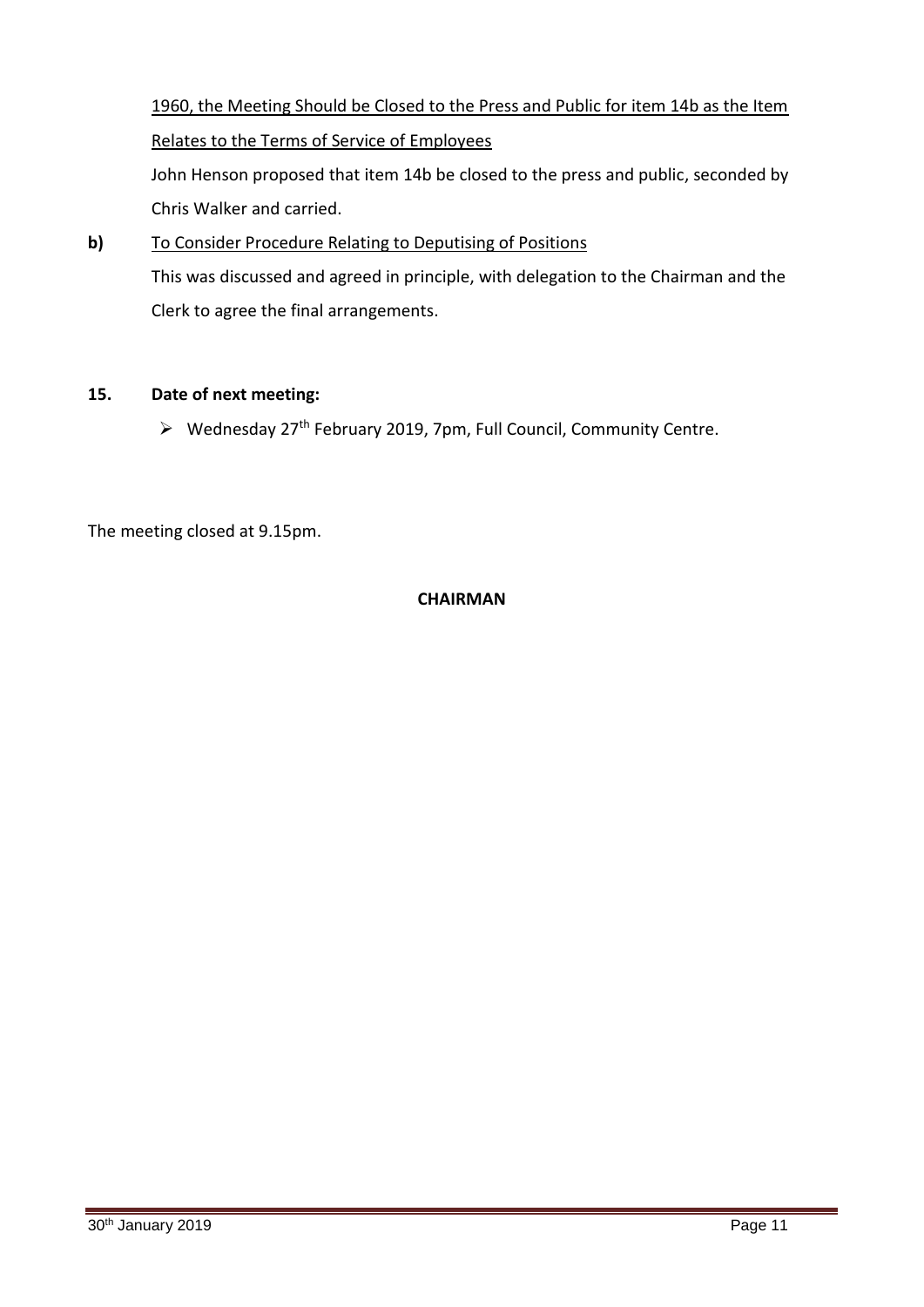1960, the Meeting Should be Closed to the Press and Public for item 14b as the Item Relates to the Terms of Service of Employees

John Henson proposed that item 14b be closed to the press and public, seconded by Chris Walker and carried.

**b)** To Consider Procedure Relating to Deputising of Positions

This was discussed and agreed in principle, with delegation to the Chairman and the Clerk to agree the final arrangements.

**15. Date of next meeting:**

- Wednesday 27th February 2019, 7pm, Full Council, Community Centre.

The meeting closed at 9.15pm.

**CHAIRMAN**